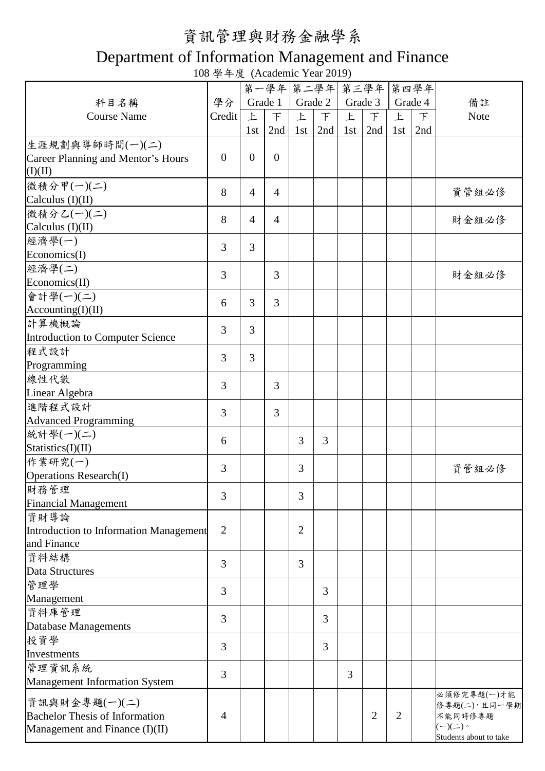# 資訊管理與財務金融學系

# Department of Information Management and Finance

108 學年度 (Academic Year 2019)

| 科目名稱<br>Course Name | 學分<br>Credit | 第一學年<br>Grade 1 | | 第二學年<br>Grade 2 | | 第三學年<br>Grade 3 | | 第四學年<br>Grade 4 | | 備註<br>Note |
|---|---|---|---|---|---|---|---|---|---|---|
| | | 上<br>1st | 下<br>2nd | 上<br>1st | 下<br>2nd | 上<br>1st | 下<br>2nd | 上<br>1st | 下<br>2nd | |
| 生涯規劃與導師時間(一)(二)<br>Career Planning and Mentor's Hours (I)(II) | 0 | 0 | 0 | | | | | | | |
| 微積分甲(一)(二)<br>Calculus (I)(II) | 8 | 4 | 4 | | | | | | | 資管組必修 |
| 微積分乙(一)(二)<br>Calculus (I)(II) | 8 | 4 | 4 | | | | | | | 財金組必修 |
| 經濟學(一)<br>Economics(I) | 3 | 3 | | | | | | | | |
| 經濟學(二)<br>Economics(II) | 3 | | 3 | | | | | | | 財金組必修 |
| 會計學(一)(二)<br>Accounting(I)(II) | 6 | 3 | 3 | | | | | | | |
| 計算機概論<br>Introduction to Computer Science | 3 | 3 | | | | | | | | |
| 程式設計<br>Programming | 3 | 3 | | | | | | | | |
| 線性代數<br>Linear Algebra | 3 | | 3 | | | | | | | |
| 進階程式設計<br>Advanced Programming | 3 | | 3 | | | | | | | |
| 統計學(一)(二)<br>Statistics(I)(II) | 6 | | | 3 | 3 | | | | | |
| 作業研究(一)<br>Operations Research(I) | 3 | | | 3 | | | | | | 資管組必修 |
| 財務管理<br>Financial Management | 3 | | | 3 | | | | | | |
| 資財導論<br>Introduction to Information Management and Finance | 2 | | | 2 | | | | | | |
| 資料結構<br>Data Structures | 3 | | | 3 | | | | | | |
| 管理學<br>Management | 3 | | | | 3 | | | | | |
| 資料庫管理<br>Database Managements | 3 | | | | 3 | | | | | |
| 投資學<br>Investments | 3 | | | | 3 | | | | | |
| 管理資訊系統<br>Management Information System | 3 | | | | | 3 | | | | |
| 資訊與財金專題(一)(二)<br>Bachelor Thesis of Information Management and Finance (I)(II) | 4 | | | | | | 2 | 2 | | 必須修完專題(一)才能修專題(二)，且同一學期不能同時修專題(一)(二)。<br>Students about to take |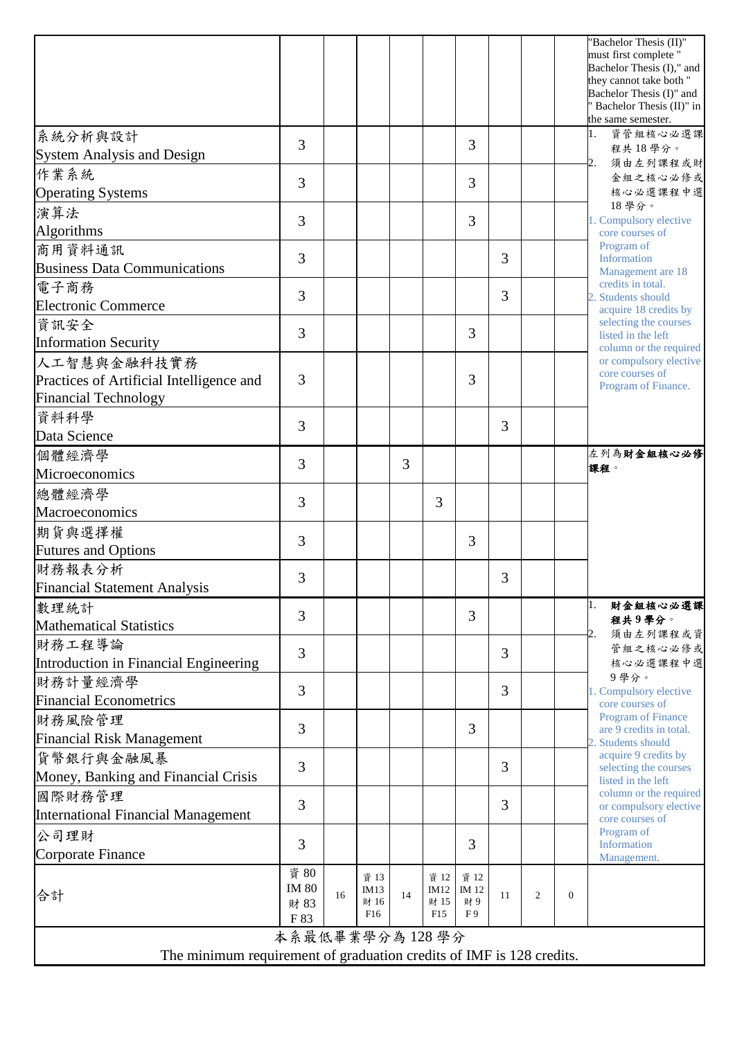| | | | | | | | | | | |
|---|---|---|---|---|---|---|---|---|---|---|
| | | | | | | | | | | "Bachelor Thesis (II)" must first complete " Bachelor Thesis (I)," and they cannot take both " Bachelor Thesis (I)" and " Bachelor Thesis (II)" in the same semester. |
| 系統分析與設計<br>System Analysis and Design | 3 | | | | | 3 | | | | 1. 資管組核心必選課程共 18 學分。<br>2. 須由左列課程或財金組之核心必修或核心必選課程中選 18 學分。<br>1. Compulsory elective core courses of Program of Information Management are 18 credits in total.<br>2. Students should acquire 18 credits by selecting the courses listed in the left column or the required or compulsory elective core courses of Program of Finance. |
| 作業系統<br>Operating Systems | 3 | | | | | 3 | | | | |
| 演算法<br>Algorithms | 3 | | | | | 3 | | | | |
| 商用資料通訊<br>Business Data Communications | 3 | | | | | | 3 | | | |
| 電子商務<br>Electronic Commerce | 3 | | | | | | 3 | | | |
| 資訊安全<br>Information Security | 3 | | | | | 3 | | | | |
| 人工智慧與金融科技實務<br>Practices of Artificial Intelligence and Financial Technology | 3 | | | | | 3 | | | | |
| 資料科學<br>Data Science | 3 | | | | | | 3 | | | |
| 個體經濟學<br>Microeconomics | 3 | | | 3 | | | | | | 左列為**財金組核心必修課程**。 |
| 總體經濟學<br>Macroeconomics | 3 | | | | 3 | | | | | |
| 期貨與選擇權<br>Futures and Options | 3 | | | | | 3 | | | | |
| 財務報表分析<br>Financial Statement Analysis | 3 | | | | | | 3 | | | |
| 數理統計<br>Mathematical Statistics | 3 | | | | | 3 | | | | 1. **財金組核心必選課程共 9 學分**。<br>2. 須由左列課程或資管組之核心必修或核心必選課程中選 9 學分。<br>1. Compulsory elective core courses of Program of Finance are 9 credits in total.<br>2. Students should acquire 9 credits by selecting the courses listed in the left column or the required or compulsory elective core courses of Program of Information Management. |
| 財務工程導論<br>Introduction in Financial Engineering | 3 | | | | | | 3 | | | |
| 財務計量經濟學<br>Financial Econometrics | 3 | | | | | | 3 | | | |
| 財務風險管理<br>Financial Risk Management | 3 | | | | | 3 | | | | |
| 貨幣銀行與金融風暴<br>Money, Banking and Financial Crisis | 3 | | | | | | 3 | | | |
| 國際財務管理<br>International Financial Management | 3 | | | | | | 3 | | | |
| 公司理財<br>Corporate Finance | 3 | | | | | 3 | | | | |
| 合計 | 資 80<br>IM 80<br>財 83<br>F 83 | 16 | 資 13<br>IM13<br>財 16<br>F16 | 14 | 資 12<br>IM12<br>財 15<br>F15 | 資 12<br>IM 12<br>財 9<br>F 9 | 11 | 2 | 0 | |
| 本系最低畢業學分為 128 學分<br>The minimum requirement of graduation credits of IMF is 128 credits. | | | | | | | | | | |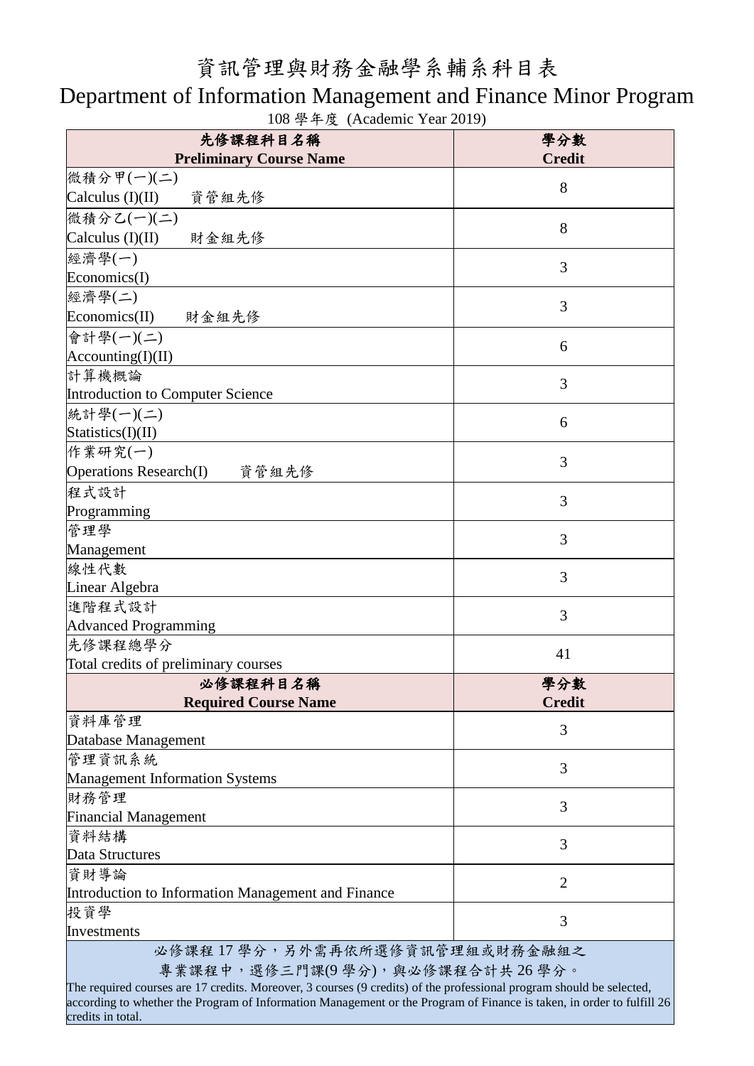# 資訊管理與財務金融學系輔系科目表

## Department of Information Management and Finance Minor Program

108 學年度 (Academic Year 2019)

| 先修課程科目名稱<br>**Preliminary Course Name** | 學分數<br>**Credit** |
|---|---|
| 微積分甲(一)(二)<br>Calculus (I)(II) 資管組先修 | 8 |
| 微積分乙(一)(二)<br>Calculus (I)(II) 財金組先修 | 8 |
| 經濟學(一)<br>Economics(I) | 3 |
| 經濟學(二)<br>Economics(II) 財金組先修 | 3 |
| 會計學(一)(二)<br>Accounting(I)(II) | 6 |
| 計算機概論<br>Introduction to Computer Science | 3 |
| 統計學(一)(二)<br>Statistics(I)(II) | 6 |
| 作業研究(一)<br>Operations Research(I) 資管組先修 | 3 |
| 程式設計<br>Programming | 3 |
| 管理學<br>Management | 3 |
| 線性代數<br>Linear Algebra | 3 |
| 進階程式設計<br>Advanced Programming | 3 |
| 先修課程總學分<br>Total credits of preliminary courses | 41 |
| **必修課程科目名稱**<br>**Required Course Name** | **學分數**<br>**Credit** |
| 資料庫管理<br>Database Management | 3 |
| 管理資訊系統<br>Management Information Systems | 3 |
| 財務管理<br>Financial Management | 3 |
| 資料結構<br>Data Structures | 3 |
| 資財導論<br>Introduction to Information Management and Finance | 2 |
| 投資學<br>Investments | 3 |

必修課程 17 學分，另外需再依所選修資訊管理組或財務金融組之專業課程中，選修三門課(9 學分)，與必修課程合計共 26 學分。

The required courses are 17 credits. Moreover, 3 courses (9 credits) of the professional program should be selected, according to whether the Program of Information Management or the Program of Finance is taken, in order to fulfill 26 credits in total.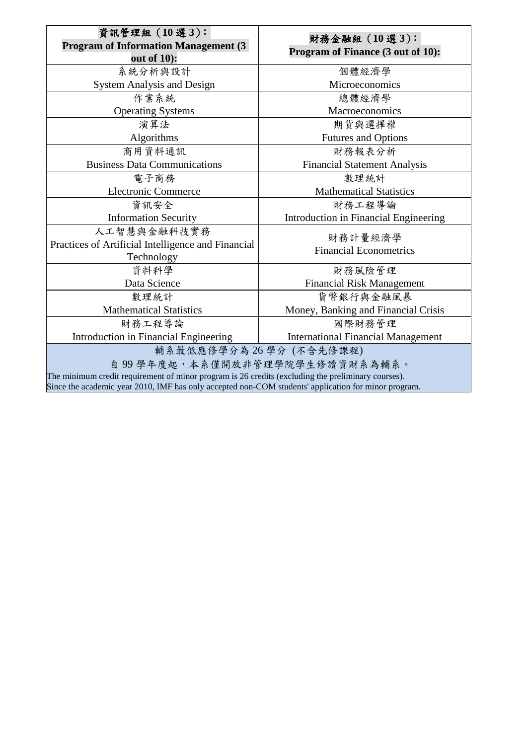| 資訊管理組（10 選 3）：<br>**Program of Information Management (3 out of 10):** | 財務金融組（10 選 3）：<br>**Program of Finance (3 out of 10):** |
| --- | --- |
| 系統分析與設計<br>System Analysis and Design | 個體經濟學<br>Microeconomics |
| 作業系統<br>Operating Systems | 總體經濟學<br>Macroeconomics |
| 演算法<br>Algorithms | 期貨與選擇權<br>Futures and Options |
| 商用資料通訊<br>Business Data Communications | 財務報表分析<br>Financial Statement Analysis |
| 電子商務<br>Electronic Commerce | 數理統計<br>Mathematical Statistics |
| 資訊安全<br>Information Security | 財務工程導論<br>Introduction in Financial Engineering |
| 人工智慧與金融科技實務<br>Practices of Artificial Intelligence and Financial Technology | 財務計量經濟學<br>Financial Econometrics |
| 資料科學<br>Data Science | 財務風險管理<br>Financial Risk Management |
| 數理統計<br>Mathematical Statistics | 貨幣銀行與金融風暴<br>Money, Banking and Financial Crisis |
| 財務工程導論<br>Introduction in Financial Engineering | 國際財務管理<br>International Financial Management |

輔系最低應修學分為 26 學分 (不含先修課程)

自 99 學年度起，本系僅開放非管理學院學生修讀資財系為輔系。

The minimum credit requirement of minor program is 26 credits (excluding the preliminary courses).

Since the academic year 2010, IMF has only accepted non-COM students' application for minor program.